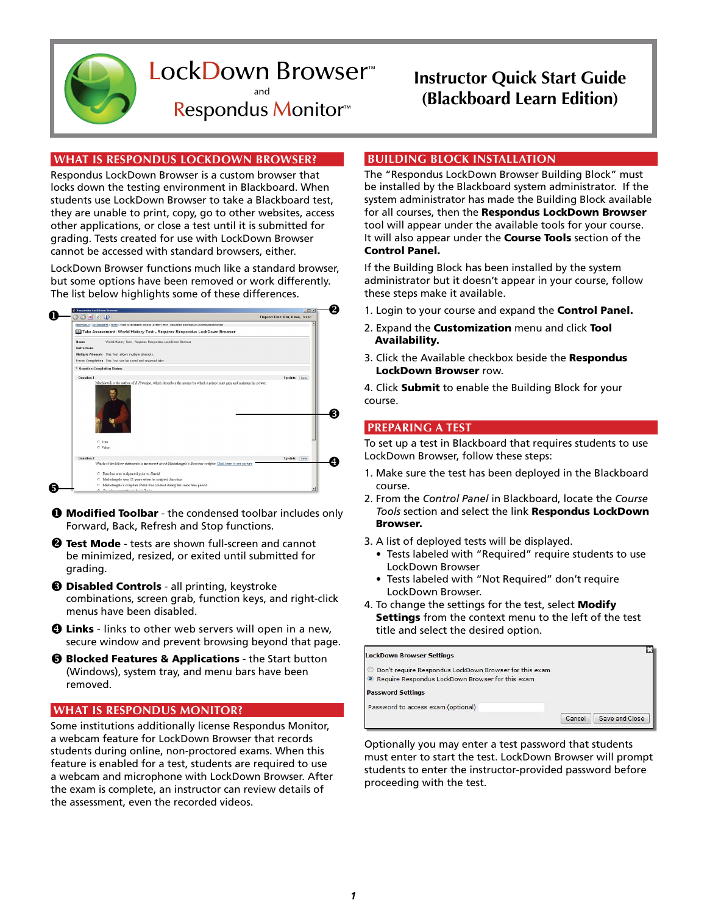# LockDown Browser™ and Respondus Monitor™

# Instructor Quick Start Guide (Blackboard Learn Edition)

## WHAT IS RESPONDUS LOCKDOWN BROWSER?

Respondus LockDown Browser is a custom browser that locks down the testing environment in Blackboard. When students use LockDown Browser to take a Blackboard test, they are unable to print, copy, go to other websites, access other applications, or close a test until it is submitted for grading. Tests created for use with LockDown Browser cannot be accessed with standard browsers, either.

LockDown Browser functions much like a standard browser, but some options have been removed or work differently. The list below highlights some of these differences.

❶ **Modified Toolbar** - the condensed toolbar includes only Forward, Back, Refresh and Stop functions.

❷ **Test Mode** - tests are shown full-screen and cannot be minimized, resized, or exited until submitted for grading.

❸ **Disabled Controls** - all printing, keystroke combinations, screen grab, function keys, and right-click menus have been disabled.

❹ **Links** - links to other web servers will open in a new, secure window and prevent browsing beyond that page.

❺ **Blocked Features & Applications** - the Start button (Windows), system tray, and menu bars have been removed.

## WHAT IS RESPONDUS MONITOR?

Some institutions additionally license Respondus Monitor, a webcam feature for LockDown Browser that records students during online, non-proctored exams. When this feature is enabled for a test, students are required to use a webcam and microphone with LockDown Browser. After the exam is complete, an instructor can review details of the assessment, even the recorded videos.

## BUILDING BLOCK INSTALLATION

The "Respondus LockDown Browser Building Block" must be installed by the Blackboard system administrator. If the system administrator has made the Building Block available for all courses, then the **Respondus LockDown Browser** tool will appear under the available tools for your course. It will also appear under the **Course Tools** section of the **Control Panel.**

If the Building Block has been installed by the system administrator but it doesn't appear in your course, follow these steps make it available.

1. Login to your course and expand the **Control Panel.**
2. Expand the **Customization** menu and click **Tool Availability.**
3. Click the Available checkbox beside the **Respondus LockDown Browser** row.
4. Click **Submit** to enable the Building Block for your course.

## PREPARING A TEST

To set up a test in Blackboard that requires students to use LockDown Browser, follow these steps:

1. Make sure the test has been deployed in the Blackboard course.
2. From the *Control Panel* in Blackboard, locate the *Course Tools* section and select the link **Respondus LockDown Browser.**
3. A list of deployed tests will be displayed.
   - Tests labeled with "Required" require students to use LockDown Browser
   - Tests labeled with "Not Required" don't require LockDown Browser.
4. To change the settings for the test, select **Modify Settings** from the context menu to the left of the test title and select the desired option.

Optionally you may enter a test password that students must enter to start the test. LockDown Browser will prompt students to enter the instructor-provided password before proceeding with the test.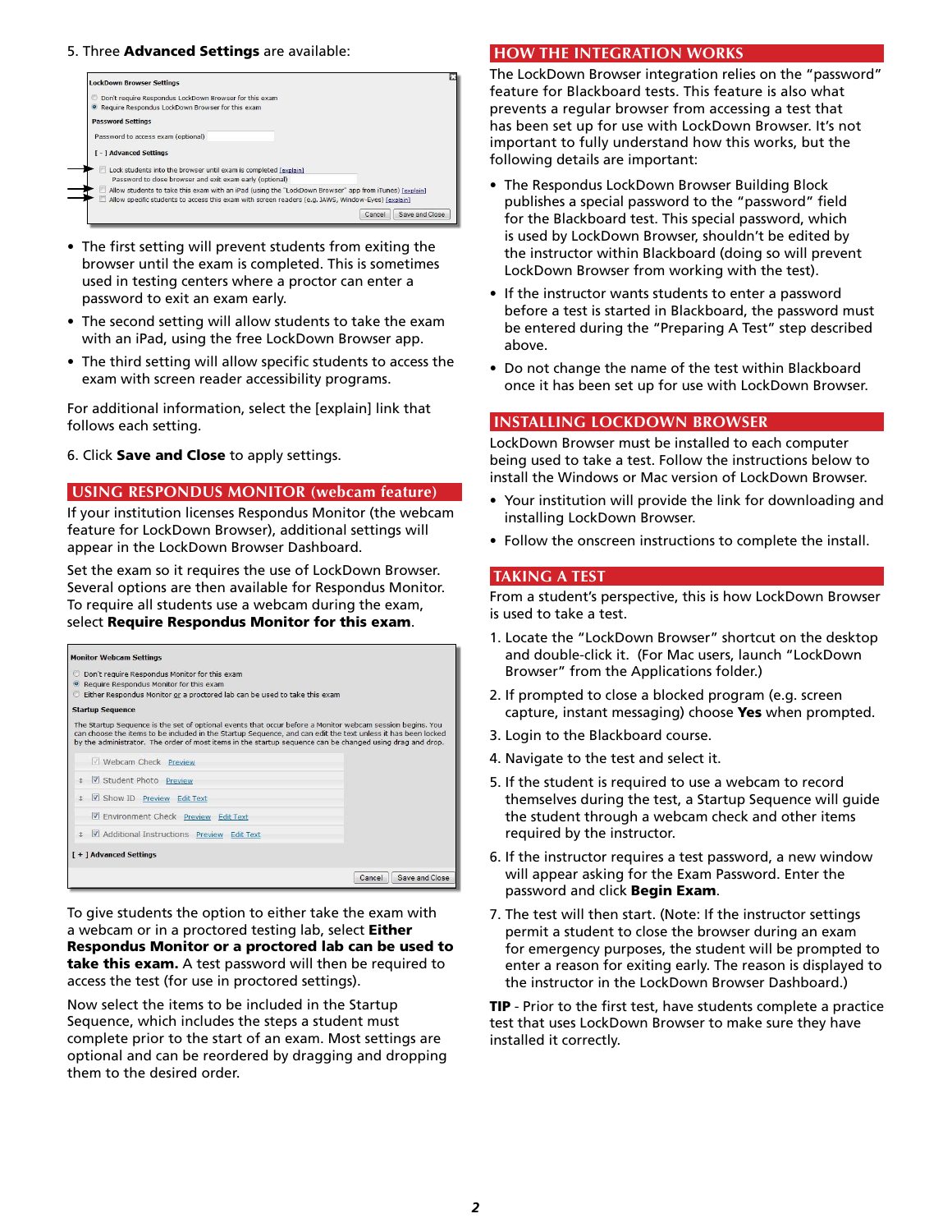5. Three **Advanced Settings** are available:

- The first setting will prevent students from exiting the browser until the exam is completed. This is sometimes used in testing centers where a proctor can enter a password to exit an exam early.
- The second setting will allow students to take the exam with an iPad, using the free LockDown Browser app.
- The third setting will allow specific students to access the exam with screen reader accessibility programs.

For additional information, select the [explain] link that follows each setting.

6. Click **Save and Close** to apply settings.

## USING RESPONDUS MONITOR (webcam feature)

If your institution licenses Respondus Monitor (the webcam feature for LockDown Browser), additional settings will appear in the LockDown Browser Dashboard.

Set the exam so it requires the use of LockDown Browser. Several options are then available for Respondus Monitor. To require all students use a webcam during the exam, select **Require Respondus Monitor for this exam**.

To give students the option to either take the exam with a webcam or in a proctored testing lab, select **Either Respondus Monitor or a proctored lab can be used to take this exam.** A test password will then be required to access the test (for use in proctored settings).

Now select the items to be included in the Startup Sequence, which includes the steps a student must complete prior to the start of an exam. Most settings are optional and can be reordered by dragging and dropping them to the desired order.

## HOW THE INTEGRATION WORKS

The LockDown Browser integration relies on the "password" feature for Blackboard tests. This feature is also what prevents a regular browser from accessing a test that has been set up for use with LockDown Browser. It's not important to fully understand how this works, but the following details are important:

- The Respondus LockDown Browser Building Block publishes a special password to the "password" field for the Blackboard test. This special password, which is used by LockDown Browser, shouldn't be edited by the instructor within Blackboard (doing so will prevent LockDown Browser from working with the test).
- If the instructor wants students to enter a password before a test is started in Blackboard, the password must be entered during the "Preparing A Test" step described above.
- Do not change the name of the test within Blackboard once it has been set up for use with LockDown Browser.

## INSTALLING LOCKDOWN BROWSER

LockDown Browser must be installed to each computer being used to take a test. Follow the instructions below to install the Windows or Mac version of LockDown Browser.

- Your institution will provide the link for downloading and installing LockDown Browser.
- Follow the onscreen instructions to complete the install.

## TAKING A TEST

From a student's perspective, this is how LockDown Browser is used to take a test.

1. Locate the "LockDown Browser" shortcut on the desktop and double-click it. (For Mac users, launch "LockDown Browser" from the Applications folder.)
2. If prompted to close a blocked program (e.g. screen capture, instant messaging) choose **Yes** when prompted.
3. Login to the Blackboard course.
4. Navigate to the test and select it.
5. If the student is required to use a webcam to record themselves during the test, a Startup Sequence will guide the student through a webcam check and other items required by the instructor.
6. If the instructor requires a test password, a new window will appear asking for the Exam Password. Enter the password and click **Begin Exam**.
7. The test will then start. (Note: If the instructor settings permit a student to close the browser during an exam for emergency purposes, the student will be prompted to enter a reason for exiting early. The reason is displayed to the instructor in the LockDown Browser Dashboard.)

**TIP** - Prior to the first test, have students complete a practice test that uses LockDown Browser to make sure they have installed it correctly.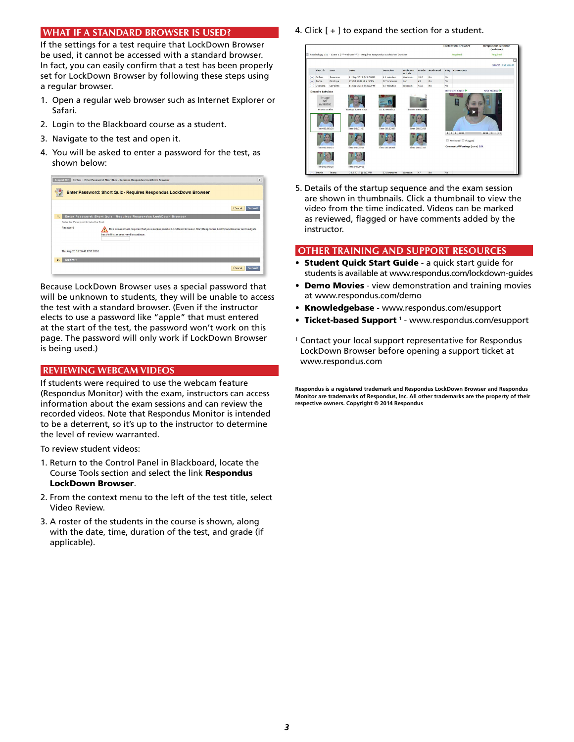## WHAT IF A STANDARD BROWSER IS USED?

If the settings for a test require that LockDown Browser be used, it cannot be accessed with a standard browser. In fact, you can easily confirm that a test has been properly set for LockDown Browser by following these steps using a regular browser.

1. Open a regular web browser such as Internet Explorer or Safari.
2. Login to the Blackboard course as a student.
3. Navigate to the test and open it.
4. You will be asked to enter a password for the test, as shown below:

Because LockDown Browser uses a special password that will be unknown to students, they will be unable to access the test with a standard browser. (Even if the instructor elects to use a password like "apple" that must entered at the start of the test, the password won't work on this page. The password will only work if LockDown Browser is being used.)

## REVIEWING WEBCAM VIDEOS

If students were required to use the webcam feature (Respondus Monitor) with the exam, instructors can access information about the exam sessions and can review the recorded videos. Note that Respondus Monitor is intended to be a deterrent, so it's up to the instructor to determine the level of review warranted.

To review student videos:

1. Return to the Control Panel in Blackboard, locate the Course Tools section and select the link **Respondus LockDown Browser**.
2. From the context menu to the left of the test title, select Video Review.
3. A roster of the students in the course is shown, along with the date, time, duration of the test, and grade (if applicable).
4. Click [ + ] to expand the section for a student.
5. Details of the startup sequence and the exam session are shown in thumbnails. Click a thumbnail to view the video from the time indicated. Videos can be marked as reviewed, flagged or have comments added by the instructor.

## OTHER TRAINING AND SUPPORT RESOURCES

- **Student Quick Start Guide** - a quick start guide for students is available at www.respondus.com/lockdown-guides
- **Demo Movies** - view demonstration and training movies at www.respondus.com/demo
- **Knowledgebase** - www.respondus.com/esupport
- **Ticket-based Support** [1] - www.respondus.com/esupport

[1] Contact your local support representative for Respondus LockDown Browser before opening a support ticket at www.respondus.com

**Respondus is a registered trademark and Respondus LockDown Browser and Respondus Monitor are trademarks of Respondus, Inc. All other trademarks are the property of their respective owners. Copyright © 2014 Respondus**